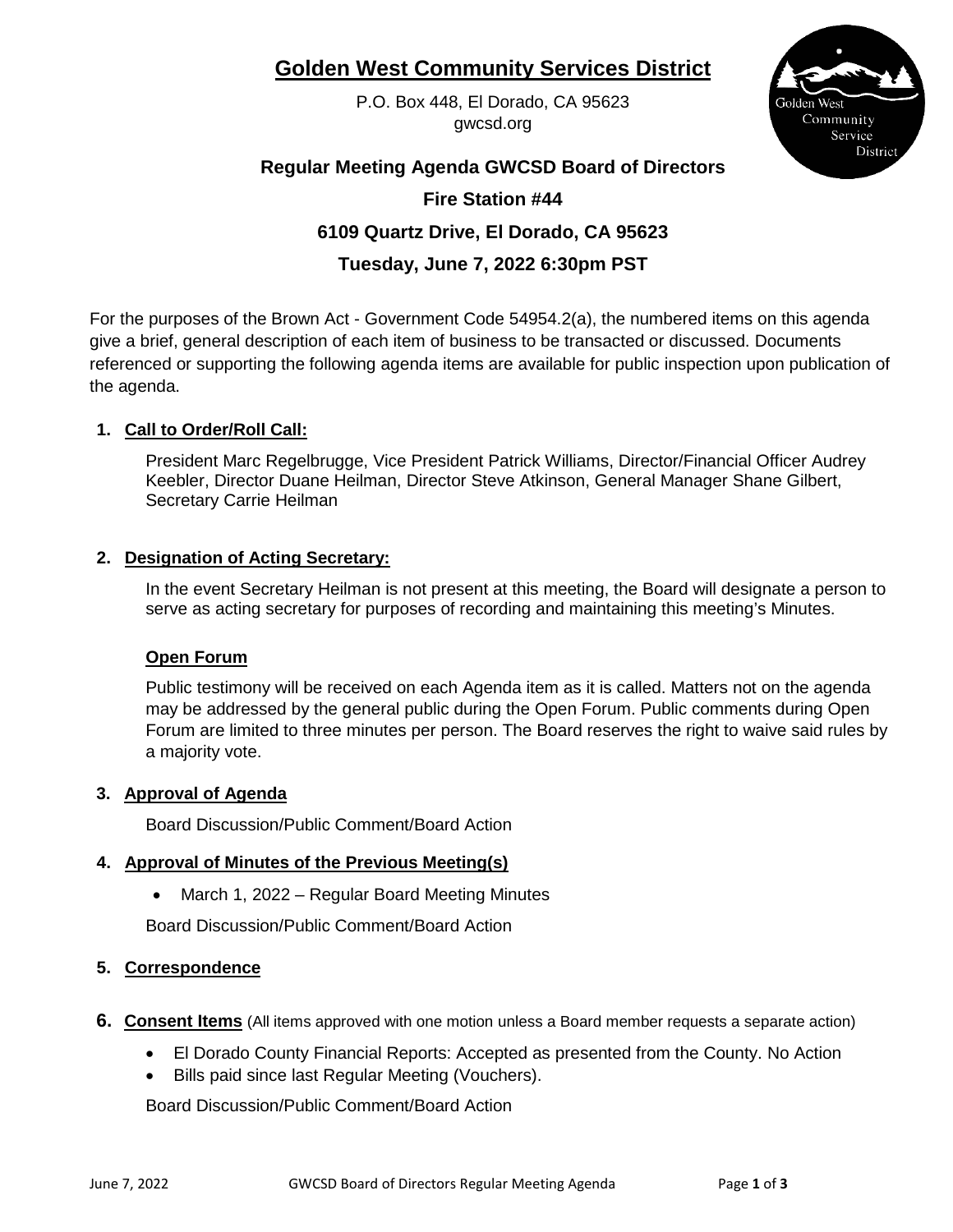# Golden West Community Services District

P.O. Box 448, El Dorado, CA 95623
gwcsd.org

## Regular Meeting Agenda GWCSD Board of Directors

## Fire Station #44

## 6109 Quartz Drive, El Dorado, CA 95623

## Tuesday, June 7, 2022 6:30pm PST

For the purposes of the Brown Act - Government Code 54954.2(a), the numbered items on this agenda give a brief, general description of each item of business to be transacted or discussed. Documents referenced or supporting the following agenda items are available for public inspection upon publication of the agenda.

1. **Call to Order/Roll Call:**

   President Marc Regelbrugge, Vice President Patrick Williams, Director/Financial Officer Audrey Keebler, Director Duane Heilman, Director Steve Atkinson, General Manager Shane Gilbert, Secretary Carrie Heilman

2. **Designation of Acting Secretary:**

   In the event Secretary Heilman is not present at this meeting, the Board will designate a person to serve as acting secretary for purposes of recording and maintaining this meeting's Minutes.

   **Open Forum**

   Public testimony will be received on each Agenda item as it is called. Matters not on the agenda may be addressed by the general public during the Open Forum. Public comments during Open Forum are limited to three minutes per person. The Board reserves the right to waive said rules by a majority vote.

3. **Approval of Agenda**

   Board Discussion/Public Comment/Board Action

4. **Approval of Minutes of the Previous Meeting(s)**

   - March 1, 2022 – Regular Board Meeting Minutes

   Board Discussion/Public Comment/Board Action

5. **Correspondence**

6. **Consent Items** (All items approved with one motion unless a Board member requests a separate action)

   - El Dorado County Financial Reports: Accepted as presented from the County. No Action
   - Bills paid since last Regular Meeting (Vouchers).

   Board Discussion/Public Comment/Board Action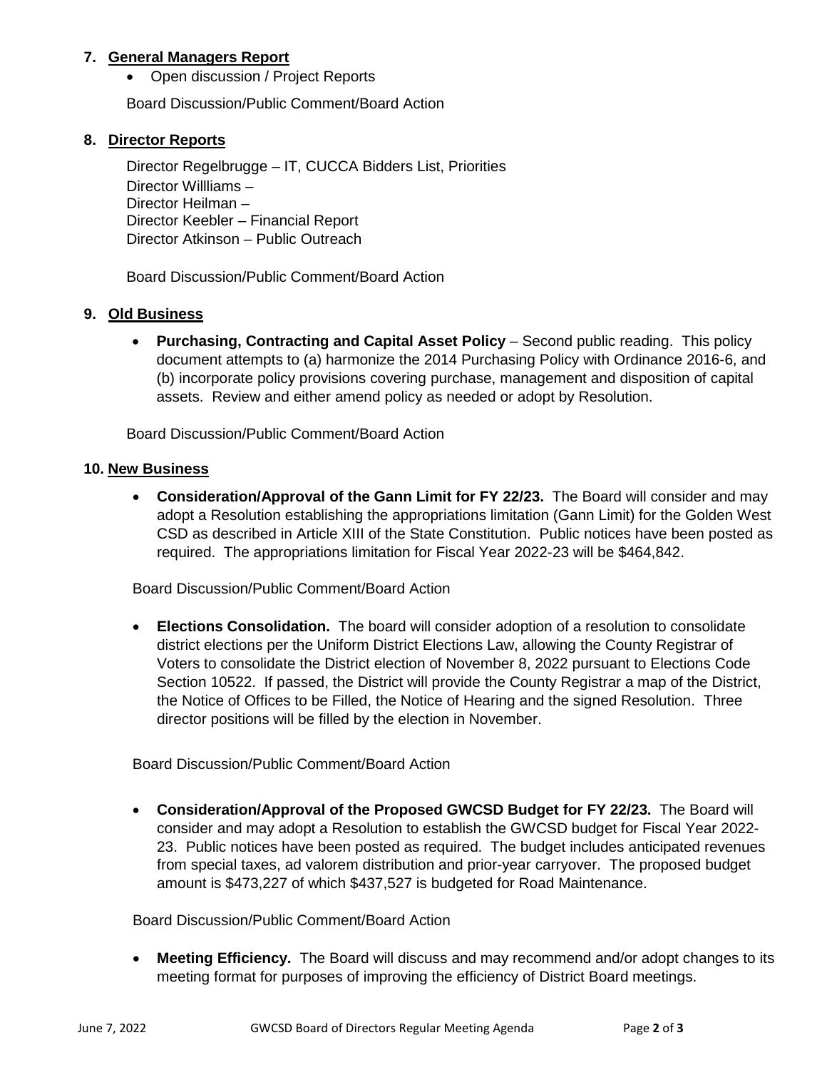7. **General Managers Report**

- Open discussion / Project Reports

Board Discussion/Public Comment/Board Action

8. **Director Reports**

Director Regelbrugge – IT, CUCCA Bidders List, Priorities
Director Willliams –
Director Heilman –
Director Keebler – Financial Report
Director Atkinson – Public Outreach

Board Discussion/Public Comment/Board Action

9. **Old Business**

- **Purchasing, Contracting and Capital Asset Policy** – Second public reading. This policy document attempts to (a) harmonize the 2014 Purchasing Policy with Ordinance 2016-6, and (b) incorporate policy provisions covering purchase, management and disposition of capital assets. Review and either amend policy as needed or adopt by Resolution.

Board Discussion/Public Comment/Board Action

10. **New Business**

- **Consideration/Approval of the Gann Limit for FY 22/23.** The Board will consider and may adopt a Resolution establishing the appropriations limitation (Gann Limit) for the Golden West CSD as described in Article XIII of the State Constitution. Public notices have been posted as required. The appropriations limitation for Fiscal Year 2022-23 will be $464,842.

Board Discussion/Public Comment/Board Action

- **Elections Consolidation.** The board will consider adoption of a resolution to consolidate district elections per the Uniform District Elections Law, allowing the County Registrar of Voters to consolidate the District election of November 8, 2022 pursuant to Elections Code Section 10522. If passed, the District will provide the County Registrar a map of the District, the Notice of Offices to be Filled, the Notice of Hearing and the signed Resolution. Three director positions will be filled by the election in November.

Board Discussion/Public Comment/Board Action

- **Consideration/Approval of the Proposed GWCSD Budget for FY 22/23.** The Board will consider and may adopt a Resolution to establish the GWCSD budget for Fiscal Year 2022-23. Public notices have been posted as required. The budget includes anticipated revenues from special taxes, ad valorem distribution and prior-year carryover. The proposed budget amount is $473,227 of which $437,527 is budgeted for Road Maintenance.

Board Discussion/Public Comment/Board Action

- **Meeting Efficiency.** The Board will discuss and may recommend and/or adopt changes to its meeting format for purposes of improving the efficiency of District Board meetings.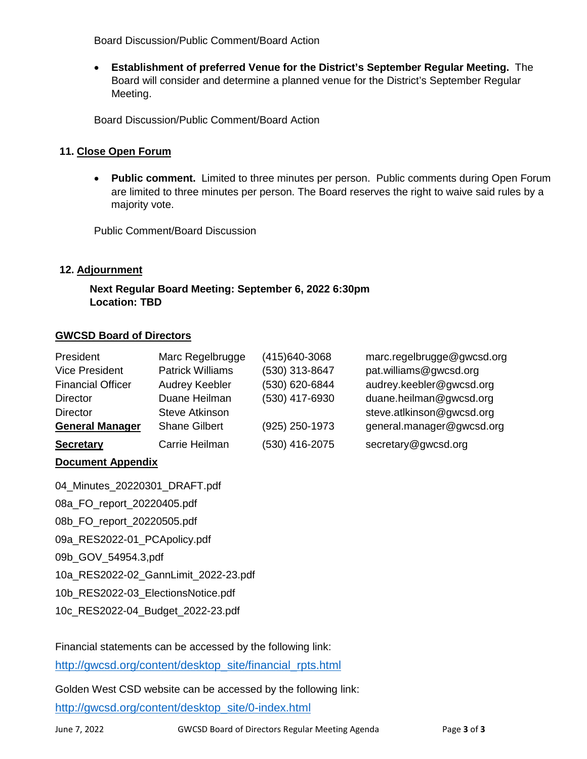Board Discussion/Public Comment/Board Action

- **Establishment of preferred Venue for the District's September Regular Meeting.** The Board will consider and determine a planned venue for the District's September Regular Meeting.

Board Discussion/Public Comment/Board Action

## 11. Close Open Forum

- **Public comment.** Limited to three minutes per person. Public comments during Open Forum are limited to three minutes per person. The Board reserves the right to waive said rules by a majority vote.

Public Comment/Board Discussion

## 12. Adjournment

**Next Regular Board Meeting: September 6, 2022 6:30pm**
**Location: TBD**

## GWCSD Board of Directors

| | | | |
|---|---|---|---|
| President | Marc Regelbrugge | (415)640-3068 | marc.regelbrugge@gwcsd.org |
| Vice President | Patrick Williams | (530) 313-8647 | pat.williams@gwcsd.org |
| Financial Officer | Audrey Keebler | (530) 620-6844 | audrey.keebler@gwcsd.org |
| Director | Duane Heilman | (530) 417-6930 | duane.heilman@gwcsd.org |
| Director | Steve Atkinson | | steve.atlkinson@gwcsd.org |
| **General Manager** | Shane Gilbert | (925) 250-1973 | general.manager@gwcsd.org |
| **Secretary** | Carrie Heilman | (530) 416-2075 | secretary@gwcsd.org |

## Document Appendix

04_Minutes_20220301_DRAFT.pdf

08a_FO_report_20220405.pdf

08b_FO_report_20220505.pdf

09a_RES2022-01_PCApolicy.pdf

09b_GOV_54954.3,pdf

10a_RES2022-02_GannLimit_2022-23.pdf

10b_RES2022-03_ElectionsNotice.pdf

10c_RES2022-04_Budget_2022-23.pdf

Financial statements can be accessed by the following link:

http://gwcsd.org/content/desktop_site/financial_rpts.html

Golden West CSD website can be accessed by the following link:

http://gwcsd.org/content/desktop_site/0-index.html